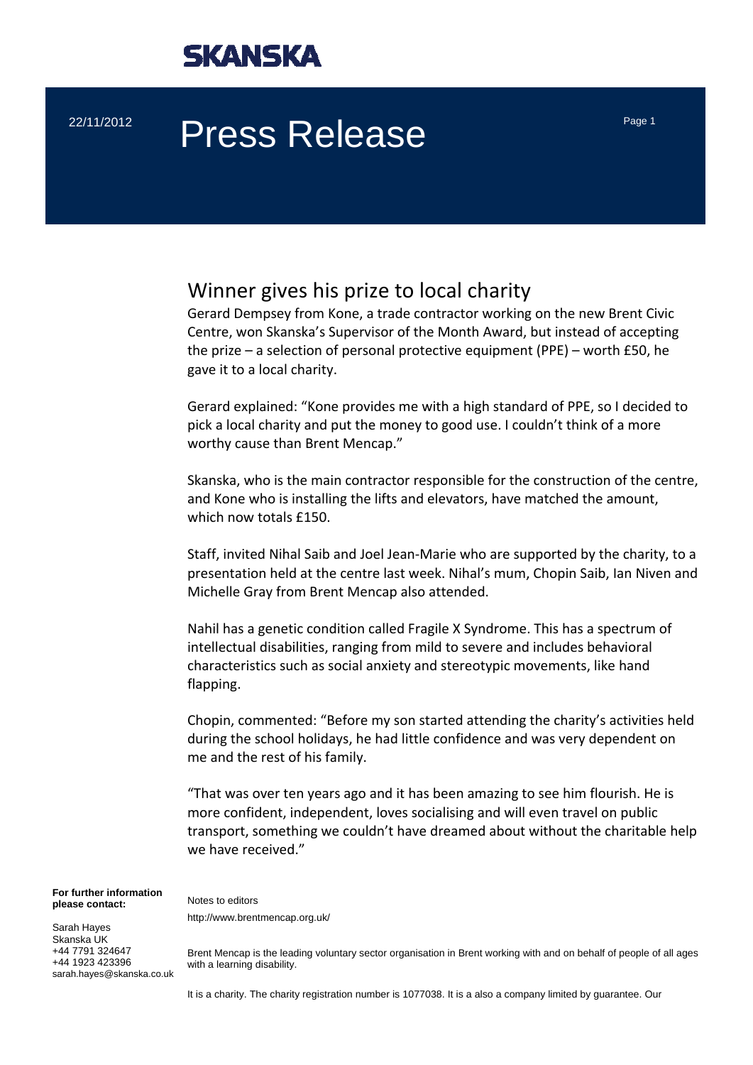SKANSKA

22/11/2012

# Press Release

## Winner gives his prize to local charity

Gerard Dempsey from Kone, a trade contractor working on the new Brent Civic Centre, won Skanska's Supervisor of the Month Award, but instead of accepting the prize – a selection of personal protective equipment (PPE) – worth £50, he gave it to a local charity.

Gerard explained: "Kone provides me with a high standard of PPE, so I decided to pick a local charity and put the money to good use. I couldn't think of a more worthy cause than Brent Mencap."

Skanska, who is the main contractor responsible for the construction of the centre, and Kone who is installing the lifts and elevators, have matched the amount, which now totals £150.

Staff, invited Nihal Saib and Joel Jean-Marie who are supported by the charity, to a presentation held at the centre last week. Nihal's mum, Chopin Saib, Ian Niven and Michelle Gray from Brent Mencap also attended.

Nahil has a genetic condition called Fragile X Syndrome. This has a spectrum of intellectual disabilities, ranging from mild to severe and includes behavioral characteristics such as social anxiety and stereotypic movements, like hand flapping.

Chopin, commented: "Before my son started attending the charity's activities held during the school holidays, he had little confidence and was very dependent on me and the rest of his family.

"That was over ten years ago and it has been amazing to see him flourish. He is more confident, independent, loves socialising and will even travel on public transport, something we couldn't have dreamed about without the charitable help we have received."

**For further information please contact:**

Sarah Hayes
Skanska UK
+44 7791 324647
+44 1923 423396
sarah.hayes@skanska.co.uk

Notes to editors

http://www.brentmencap.org.uk/

Brent Mencap is the leading voluntary sector organisation in Brent working with and on behalf of people of all ages with a learning disability.

It is a charity. The charity registration number is 1077038. It is a also a company limited by guarantee. Our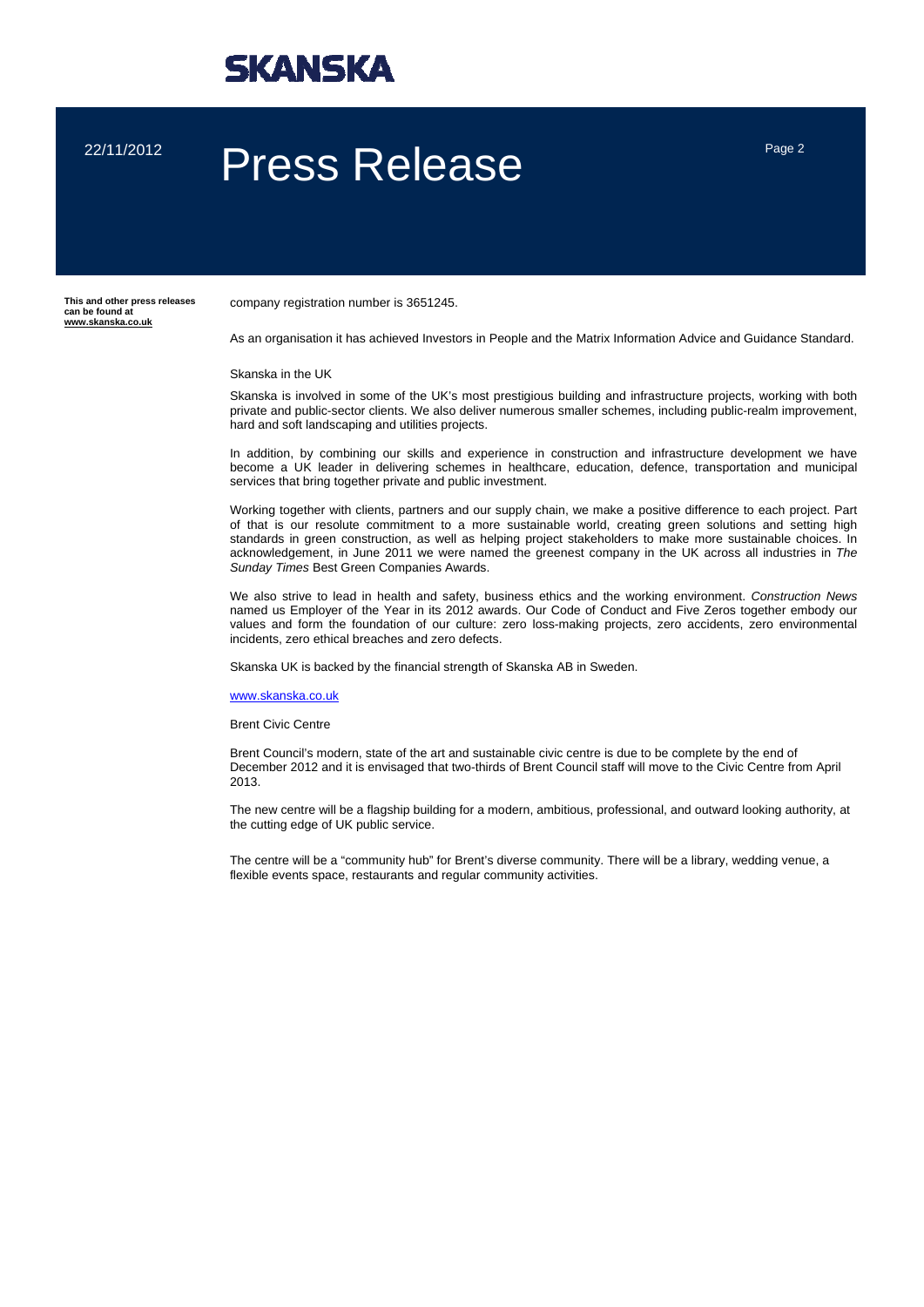company registration number is 3651245.

As an organisation it has achieved Investors in People and the Matrix Information Advice and Guidance Standard.

Skanska in the UK

Skanska is involved in some of the UK's most prestigious building and infrastructure projects, working with both private and public-sector clients. We also deliver numerous smaller schemes, including public-realm improvement, hard and soft landscaping and utilities projects.

In addition, by combining our skills and experience in construction and infrastructure development we have become a UK leader in delivering schemes in healthcare, education, defence, transportation and municipal services that bring together private and public investment.

Working together with clients, partners and our supply chain, we make a positive difference to each project. Part of that is our resolute commitment to a more sustainable world, creating green solutions and setting high standards in green construction, as well as helping project stakeholders to make more sustainable choices. In acknowledgement, in June 2011 we were named the greenest company in the UK across all industries in *The Sunday Times* Best Green Companies Awards.

We also strive to lead in health and safety, business ethics and the working environment. *Construction News* named us Employer of the Year in its 2012 awards. Our Code of Conduct and Five Zeros together embody our values and form the foundation of our culture: zero loss-making projects, zero accidents, zero environmental incidents, zero ethical breaches and zero defects.

Skanska UK is backed by the financial strength of Skanska AB in Sweden.

www.skanska.co.uk

Brent Civic Centre

Brent Council's modern, state of the art and sustainable civic centre is due to be complete by the end of December 2012 and it is envisaged that two-thirds of Brent Council staff will move to the Civic Centre from April 2013.

The new centre will be a flagship building for a modern, ambitious, professional, and outward looking authority, at the cutting edge of UK public service.

The centre will be a "community hub" for Brent's diverse community. There will be a library, wedding venue, a flexible events space, restaurants and regular community activities.